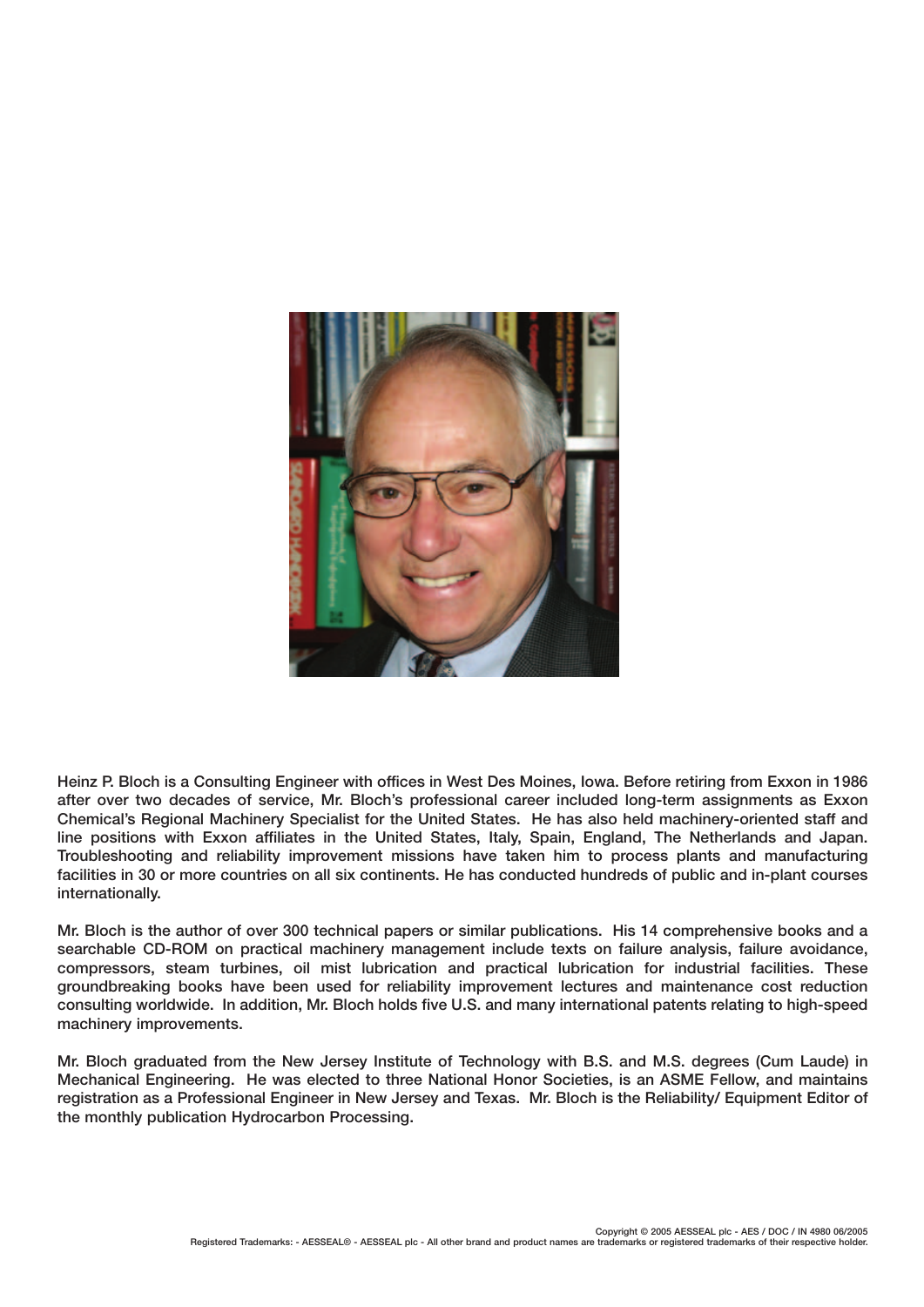Heinz P. Bloch is a Consulting Engineer with offices in West Des Moines, Iowa. Before retiring from Exxon in 1986 after over two decades of service, Mr. Bloch's professional career included long-term assignments as Exxon Chemical's Regional Machinery Specialist for the United States. He has also held machinery-oriented staff and line positions with Exxon affiliates in the United States, Italy, Spain, England, The Netherlands and Japan. Troubleshooting and reliability improvement missions have taken him to process plants and manufacturing facilities in 30 or more countries on all six continents. He has conducted hundreds of public and in-plant courses internationally.

Mr. Bloch is the author of over 300 technical papers or similar publications. His 14 comprehensive books and a searchable CD-ROM on practical machinery management include texts on failure analysis, failure avoidance, compressors, steam turbines, oil mist lubrication and practical lubrication for industrial facilities. These groundbreaking books have been used for reliability improvement lectures and maintenance cost reduction consulting worldwide. In addition, Mr. Bloch holds five U.S. and many international patents relating to high-speed machinery improvements.

Mr. Bloch graduated from the New Jersey Institute of Technology with B.S. and M.S. degrees (Cum Laude) in Mechanical Engineering. He was elected to three National Honor Societies, is an ASME Fellow, and maintains registration as a Professional Engineer in New Jersey and Texas. Mr. Bloch is the Reliability/ Equipment Editor of the monthly publication Hydrocarbon Processing.

Copyright © 2005 AESSEAL plc - AES / DOC / IN 4980 06/2005
Registered Trademarks: - AESSEAL® - AESSEAL plc - All other brand and product names are trademarks or registered trademarks of their respective holder.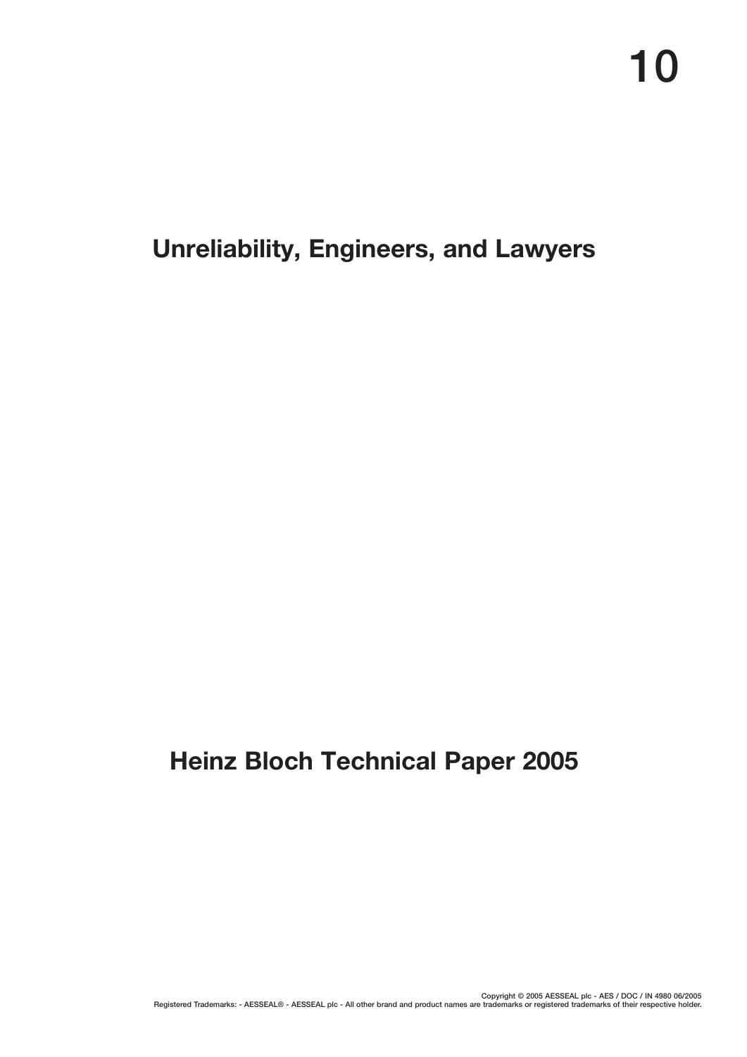# 10

## Unreliability, Engineers, and Lawyers

## Heinz Bloch Technical Paper 2005

Copyright © 2005 AESSEAL plc - AES / DOC / IN 4980 06/2005
Registered Trademarks: - AESSEAL® - AESSEAL plc - All other brand and product names are trademarks or registered trademarks of their respective holder.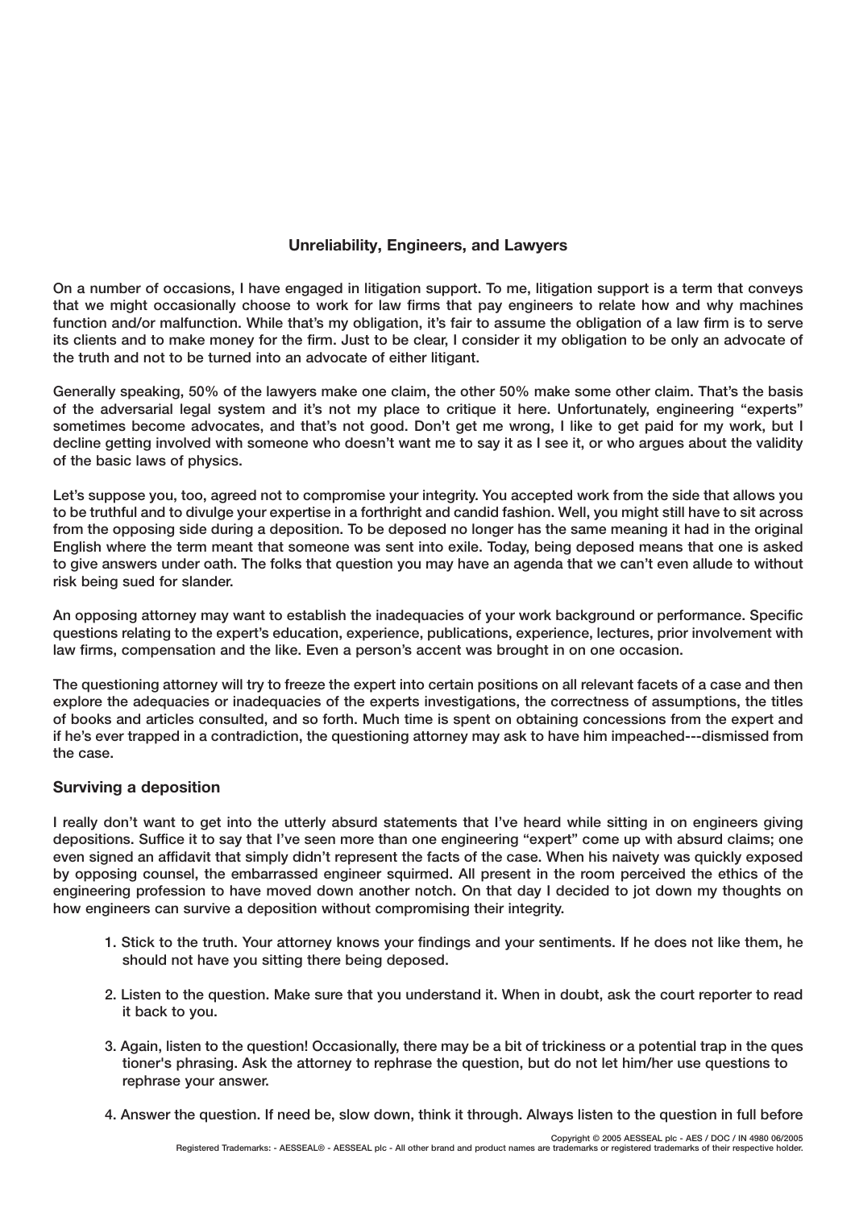## Unreliability, Engineers, and Lawyers

On a number of occasions, I have engaged in litigation support. To me, litigation support is a term that conveys that we might occasionally choose to work for law firms that pay engineers to relate how and why machines function and/or malfunction. While that's my obligation, it's fair to assume the obligation of a law firm is to serve its clients and to make money for the firm. Just to be clear, I consider it my obligation to be only an advocate of the truth and not to be turned into an advocate of either litigant.

Generally speaking, 50% of the lawyers make one claim, the other 50% make some other claim. That's the basis of the adversarial legal system and it's not my place to critique it here. Unfortunately, engineering "experts" sometimes become advocates, and that's not good. Don't get me wrong, I like to get paid for my work, but I decline getting involved with someone who doesn't want me to say it as I see it, or who argues about the validity of the basic laws of physics.

Let's suppose you, too, agreed not to compromise your integrity. You accepted work from the side that allows you to be truthful and to divulge your expertise in a forthright and candid fashion. Well, you might still have to sit across from the opposing side during a deposition. To be deposed no longer has the same meaning it had in the original English where the term meant that someone was sent into exile. Today, being deposed means that one is asked to give answers under oath. The folks that question you may have an agenda that we can't even allude to without risk being sued for slander.

An opposing attorney may want to establish the inadequacies of your work background or performance. Specific questions relating to the expert's education, experience, publications, experience, lectures, prior involvement with law firms, compensation and the like. Even a person's accent was brought in on one occasion.

The questioning attorney will try to freeze the expert into certain positions on all relevant facets of a case and then explore the adequacies or inadequacies of the experts investigations, the correctness of assumptions, the titles of books and articles consulted, and so forth. Much time is spent on obtaining concessions from the expert and if he's ever trapped in a contradiction, the questioning attorney may ask to have him impeached---dismissed from the case.

### Surviving a deposition

I really don't want to get into the utterly absurd statements that I've heard while sitting in on engineers giving depositions. Suffice it to say that I've seen more than one engineering "expert" come up with absurd claims; one even signed an affidavit that simply didn't represent the facts of the case. When his naivety was quickly exposed by opposing counsel, the embarrassed engineer squirmed. All present in the room perceived the ethics of the engineering profession to have moved down another notch. On that day I decided to jot down my thoughts on how engineers can survive a deposition without compromising their integrity.

1. Stick to the truth. Your attorney knows your findings and your sentiments. If he does not like them, he should not have you sitting there being deposed.

2. Listen to the question. Make sure that you understand it. When in doubt, ask the court reporter to read it back to you.

3. Again, listen to the question! Occasionally, there may be a bit of trickiness or a potential trap in the questioner's phrasing. Ask the attorney to rephrase the question, but do not let him/her use questions to rephrase your answer.

4. Answer the question. If need be, slow down, think it through. Always listen to the question in full before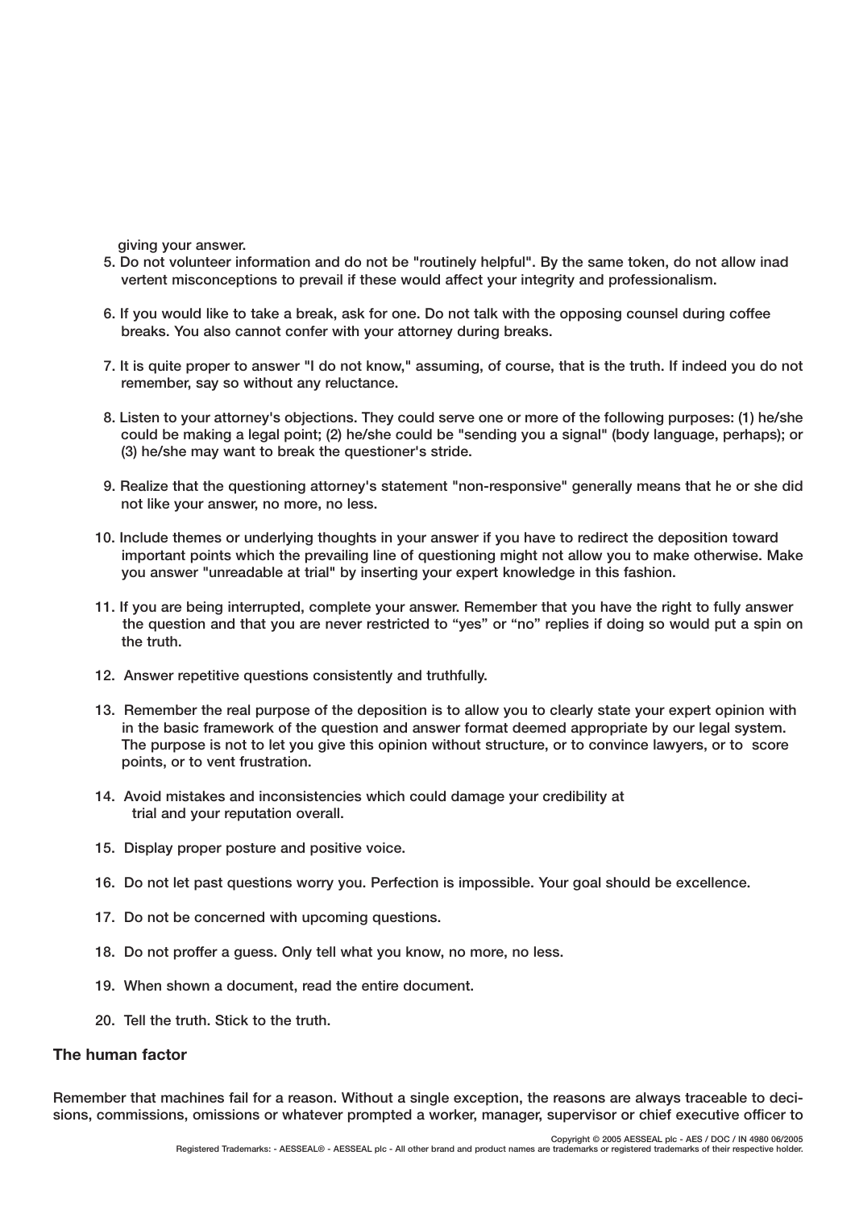giving your answer.

5. Do not volunteer information and do not be "routinely helpful". By the same token, do not allow inad vertent misconceptions to prevail if these would affect your integrity and professionalism.

6. If you would like to take a break, ask for one. Do not talk with the opposing counsel during coffee breaks. You also cannot confer with your attorney during breaks.

7. It is quite proper to answer "I do not know," assuming, of course, that is the truth. If indeed you do not remember, say so without any reluctance.

8. Listen to your attorney's objections. They could serve one or more of the following purposes: (1) he/she could be making a legal point; (2) he/she could be "sending you a signal" (body language, perhaps); or (3) he/she may want to break the questioner's stride.

9. Realize that the questioning attorney's statement "non-responsive" generally means that he or she did not like your answer, no more, no less.

10. Include themes or underlying thoughts in your answer if you have to redirect the deposition toward important points which the prevailing line of questioning might not allow you to make otherwise. Make you answer "unreadable at trial" by inserting your expert knowledge in this fashion.

11. If you are being interrupted, complete your answer. Remember that you have the right to fully answer the question and that you are never restricted to "yes" or "no" replies if doing so would put a spin on the truth.

12. Answer repetitive questions consistently and truthfully.

13. Remember the real purpose of the deposition is to allow you to clearly state your expert opinion with in the basic framework of the question and answer format deemed appropriate by our legal system. The purpose is not to let you give this opinion without structure, or to convince lawyers, or to score points, or to vent frustration.

14. Avoid mistakes and inconsistencies which could damage your credibility at trial and your reputation overall.

15. Display proper posture and positive voice.

16. Do not let past questions worry you. Perfection is impossible. Your goal should be excellence.

17. Do not be concerned with upcoming questions.

18. Do not proffer a guess. Only tell what you know, no more, no less.

19. When shown a document, read the entire document.

20. Tell the truth. Stick to the truth.

### The human factor

Remember that machines fail for a reason. Without a single exception, the reasons are always traceable to decisions, commissions, omissions or whatever prompted a worker, manager, supervisor or chief executive officer to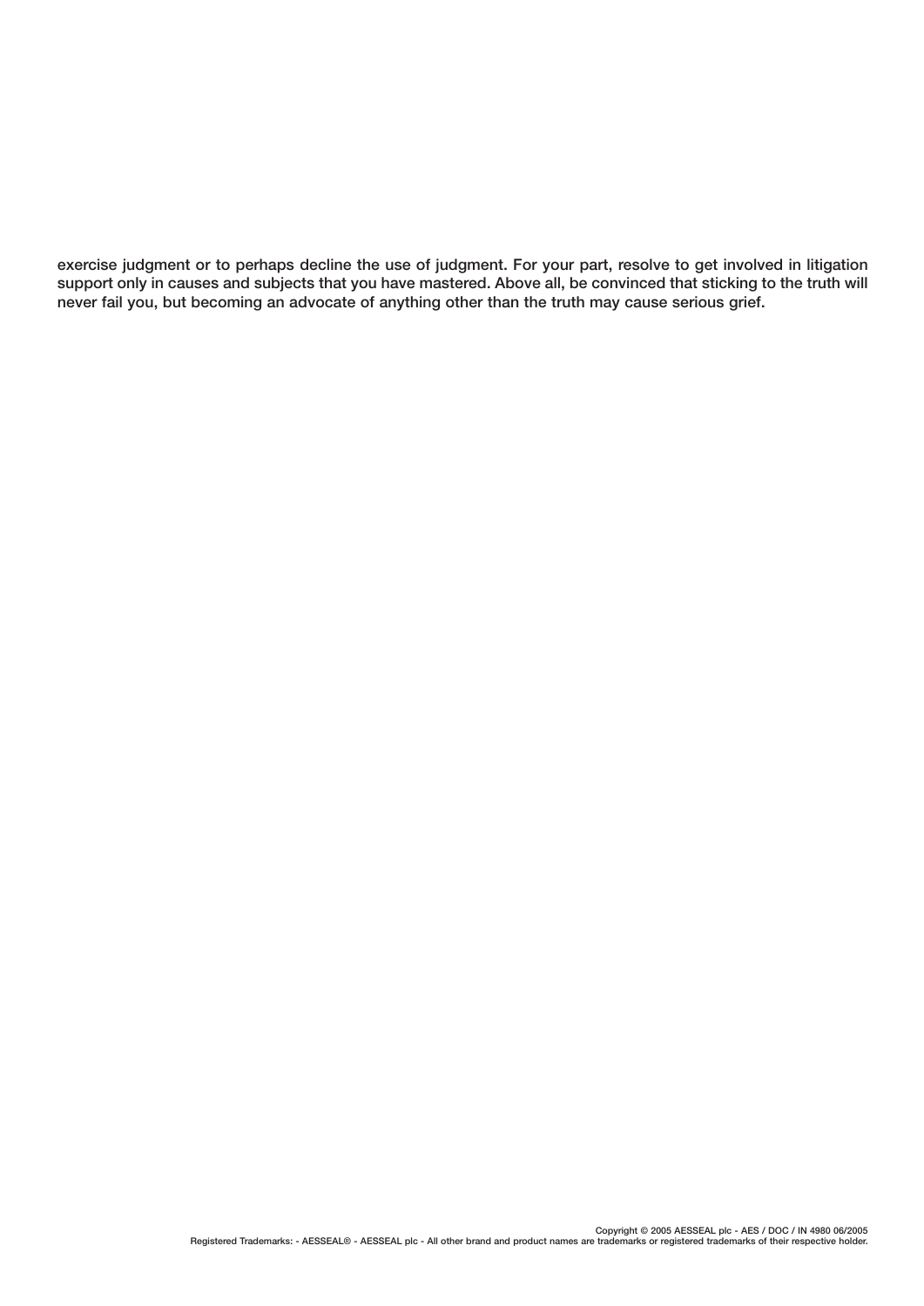**exercise judgment or to perhaps decline the use of judgment. For your part, resolve to get involved in litigation support only in causes and subjects that you have mastered. Above all, be convinced that sticking to the truth will never fail you, but becoming an advocate of anything other than the truth may cause serious grief.**

Copyright © 2005 AESSEAL plc - AES / DOC / IN 4980 06/2005
Registered Trademarks: - AESSEAL® - AESSEAL plc - All other brand and product names are trademarks or registered trademarks of their respective holder.